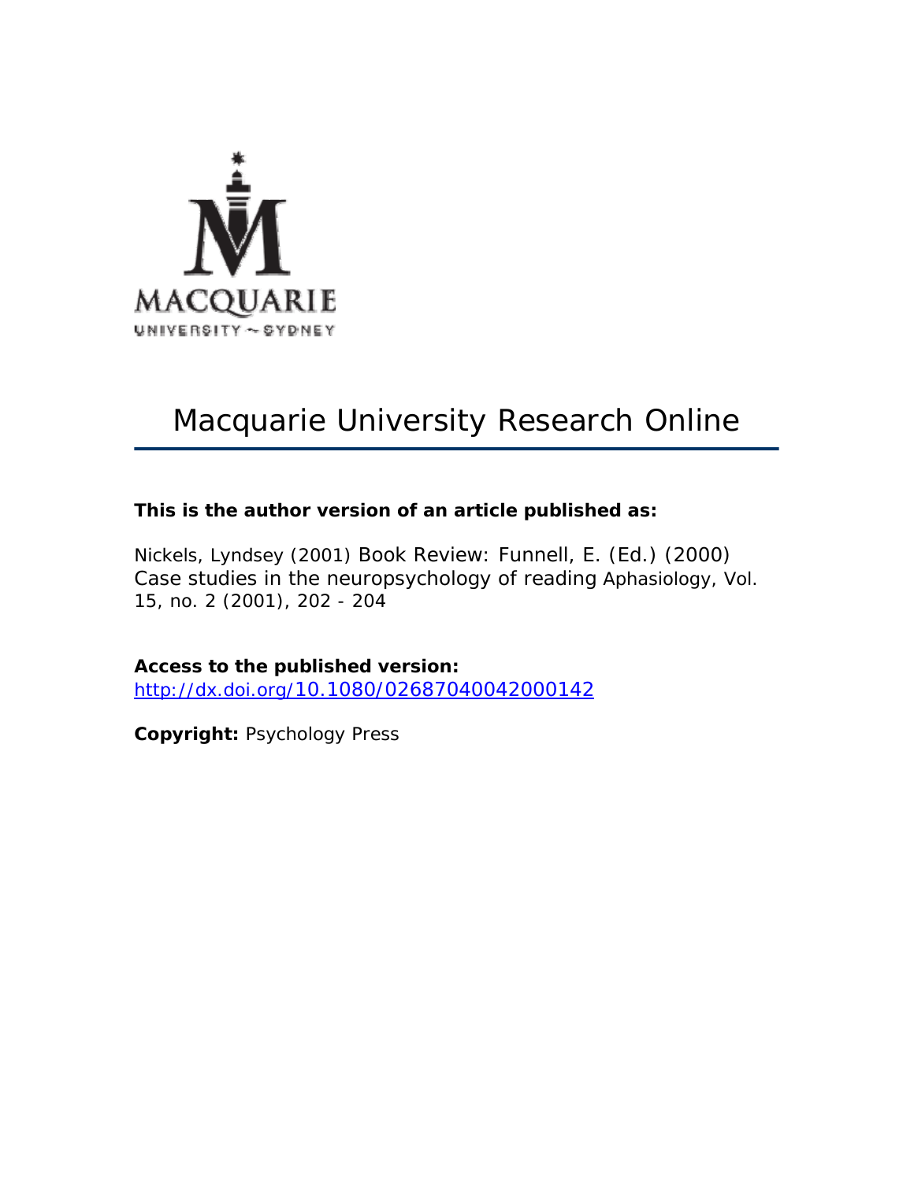MACQUARIE
UNIVERSITY ~ SYDNEY

# Macquarie University Research Online

**This is the author version of an article published as:**

Nickels, Lyndsey (2001) Book Review: Funnell, E. (Ed.) (2000) Case studies in the neuropsychology of reading Aphasiology, Vol. 15, no. 2 (2001), 202 - 204

**Access to the published version:**
http://dx.doi.org/10.1080/02687040042000142

**Copyright:** Psychology Press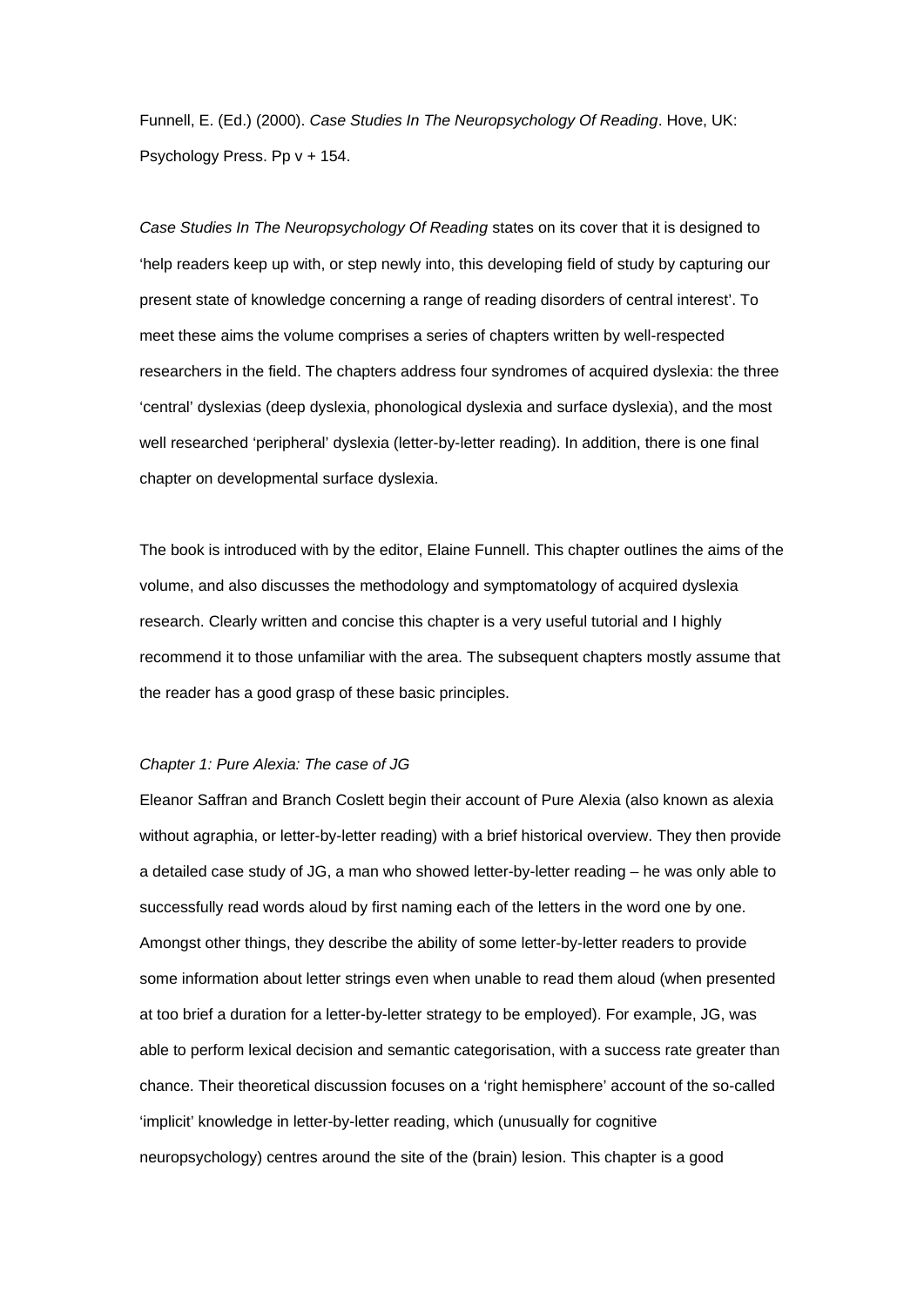Funnell, E. (Ed.) (2000). *Case Studies In The Neuropsychology Of Reading*. Hove, UK: Psychology Press. Pp v + 154.

*Case Studies In The Neuropsychology Of Reading* states on its cover that it is designed to 'help readers keep up with, or step newly into, this developing field of study by capturing our present state of knowledge concerning a range of reading disorders of central interest'. To meet these aims the volume comprises a series of chapters written by well-respected researchers in the field. The chapters address four syndromes of acquired dyslexia: the three 'central' dyslexias (deep dyslexia, phonological dyslexia and surface dyslexia), and the most well researched 'peripheral' dyslexia (letter-by-letter reading). In addition, there is one final chapter on developmental surface dyslexia.

The book is introduced with by the editor, Elaine Funnell. This chapter outlines the aims of the volume, and also discusses the methodology and symptomatology of acquired dyslexia research. Clearly written and concise this chapter is a very useful tutorial and I highly recommend it to those unfamiliar with the area. The subsequent chapters mostly assume that the reader has a good grasp of these basic principles.

*Chapter 1: Pure Alexia: The case of JG*

Eleanor Saffran and Branch Coslett begin their account of Pure Alexia (also known as alexia without agraphia, or letter-by-letter reading) with a brief historical overview. They then provide a detailed case study of JG, a man who showed letter-by-letter reading – he was only able to successfully read words aloud by first naming each of the letters in the word one by one. Amongst other things, they describe the ability of some letter-by-letter readers to provide some information about letter strings even when unable to read them aloud (when presented at too brief a duration for a letter-by-letter strategy to be employed). For example, JG, was able to perform lexical decision and semantic categorisation, with a success rate greater than chance. Their theoretical discussion focuses on a 'right hemisphere' account of the so-called 'implicit' knowledge in letter-by-letter reading, which (unusually for cognitive neuropsychology) centres around the site of the (brain) lesion. This chapter is a good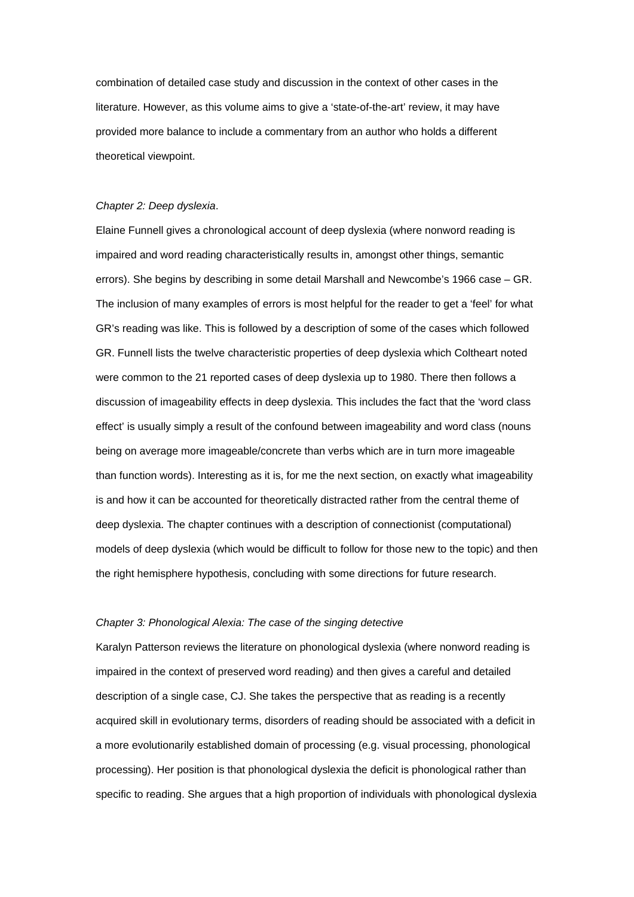combination of detailed case study and discussion in the context of other cases in the literature. However, as this volume aims to give a 'state-of-the-art' review, it may have provided more balance to include a commentary from an author who holds a different theoretical viewpoint.

*Chapter 2: Deep dyslexia*.

Elaine Funnell gives a chronological account of deep dyslexia (where nonword reading is impaired and word reading characteristically results in, amongst other things, semantic errors). She begins by describing in some detail Marshall and Newcombe's 1966 case – GR. The inclusion of many examples of errors is most helpful for the reader to get a 'feel' for what GR's reading was like. This is followed by a description of some of the cases which followed GR. Funnell lists the twelve characteristic properties of deep dyslexia which Coltheart noted were common to the 21 reported cases of deep dyslexia up to 1980. There then follows a discussion of imageability effects in deep dyslexia. This includes the fact that the 'word class effect' is usually simply a result of the confound between imageability and word class (nouns being on average more imageable/concrete than verbs which are in turn more imageable than function words). Interesting as it is, for me the next section, on exactly what imageability is and how it can be accounted for theoretically distracted rather from the central theme of deep dyslexia. The chapter continues with a description of connectionist (computational) models of deep dyslexia (which would be difficult to follow for those new to the topic) and then the right hemisphere hypothesis, concluding with some directions for future research.

*Chapter 3: Phonological Alexia: The case of the singing detective*

Karalyn Patterson reviews the literature on phonological dyslexia (where nonword reading is impaired in the context of preserved word reading) and then gives a careful and detailed description of a single case, CJ. She takes the perspective that as reading is a recently acquired skill in evolutionary terms, disorders of reading should be associated with a deficit in a more evolutionarily established domain of processing (e.g. visual processing, phonological processing). Her position is that phonological dyslexia the deficit is phonological rather than specific to reading. She argues that a high proportion of individuals with phonological dyslexia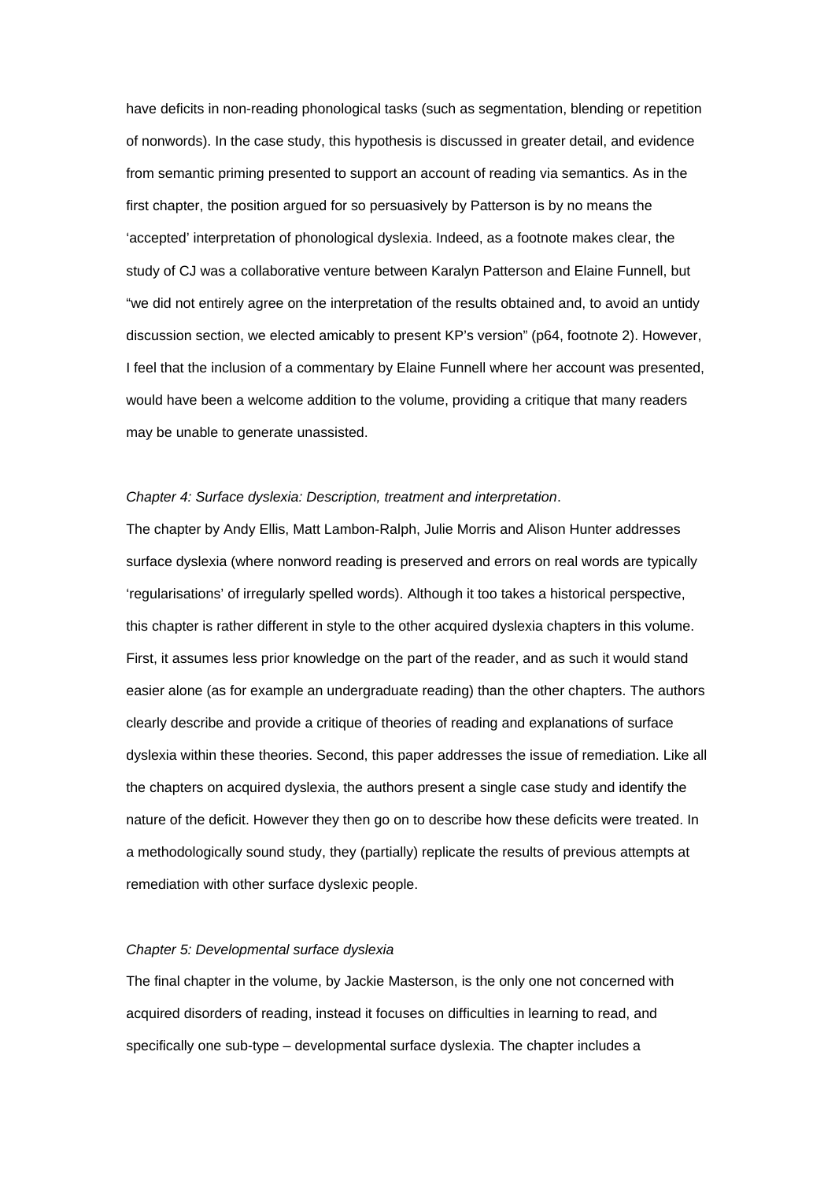have deficits in non-reading phonological tasks (such as segmentation, blending or repetition of nonwords). In the case study, this hypothesis is discussed in greater detail, and evidence from semantic priming presented to support an account of reading via semantics. As in the first chapter, the position argued for so persuasively by Patterson is by no means the 'accepted' interpretation of phonological dyslexia. Indeed, as a footnote makes clear, the study of CJ was a collaborative venture between Karalyn Patterson and Elaine Funnell, but "we did not entirely agree on the interpretation of the results obtained and, to avoid an untidy discussion section, we elected amicably to present KP's version" (p64, footnote 2). However, I feel that the inclusion of a commentary by Elaine Funnell where her account was presented, would have been a welcome addition to the volume, providing a critique that many readers may be unable to generate unassisted.

*Chapter 4: Surface dyslexia: Description, treatment and interpretation*.

The chapter by Andy Ellis, Matt Lambon-Ralph, Julie Morris and Alison Hunter addresses surface dyslexia (where nonword reading is preserved and errors on real words are typically 'regularisations' of irregularly spelled words). Although it too takes a historical perspective, this chapter is rather different in style to the other acquired dyslexia chapters in this volume. First, it assumes less prior knowledge on the part of the reader, and as such it would stand easier alone (as for example an undergraduate reading) than the other chapters. The authors clearly describe and provide a critique of theories of reading and explanations of surface dyslexia within these theories. Second, this paper addresses the issue of remediation. Like all the chapters on acquired dyslexia, the authors present a single case study and identify the nature of the deficit. However they then go on to describe how these deficits were treated. In a methodologically sound study, they (partially) replicate the results of previous attempts at remediation with other surface dyslexic people.

*Chapter 5: Developmental surface dyslexia*

The final chapter in the volume, by Jackie Masterson, is the only one not concerned with acquired disorders of reading, instead it focuses on difficulties in learning to read, and specifically one sub-type – developmental surface dyslexia. The chapter includes a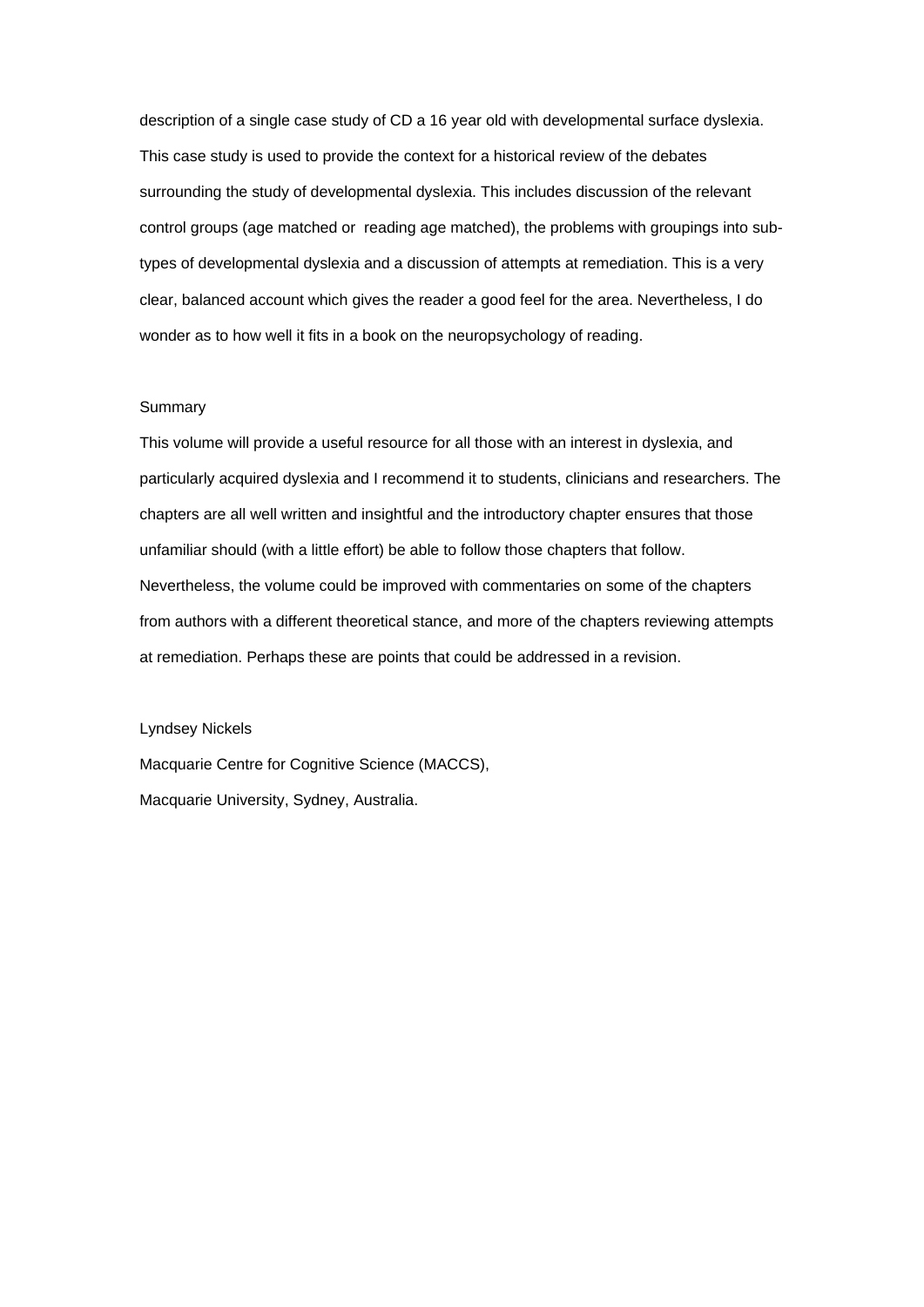description of a single case study of CD a 16 year old with developmental surface dyslexia. This case study is used to provide the context for a historical review of the debates surrounding the study of developmental dyslexia. This includes discussion of the relevant control groups (age matched or reading age matched), the problems with groupings into sub-types of developmental dyslexia and a discussion of attempts at remediation. This is a very clear, balanced account which gives the reader a good feel for the area. Nevertheless, I do wonder as to how well it fits in a book on the neuropsychology of reading.

Summary

This volume will provide a useful resource for all those with an interest in dyslexia, and particularly acquired dyslexia and I recommend it to students, clinicians and researchers. The chapters are all well written and insightful and the introductory chapter ensures that those unfamiliar should (with a little effort) be able to follow those chapters that follow. Nevertheless, the volume could be improved with commentaries on some of the chapters from authors with a different theoretical stance, and more of the chapters reviewing attempts at remediation. Perhaps these are points that could be addressed in a revision.

Lyndsey Nickels

Macquarie Centre for Cognitive Science (MACCS),

Macquarie University, Sydney, Australia.